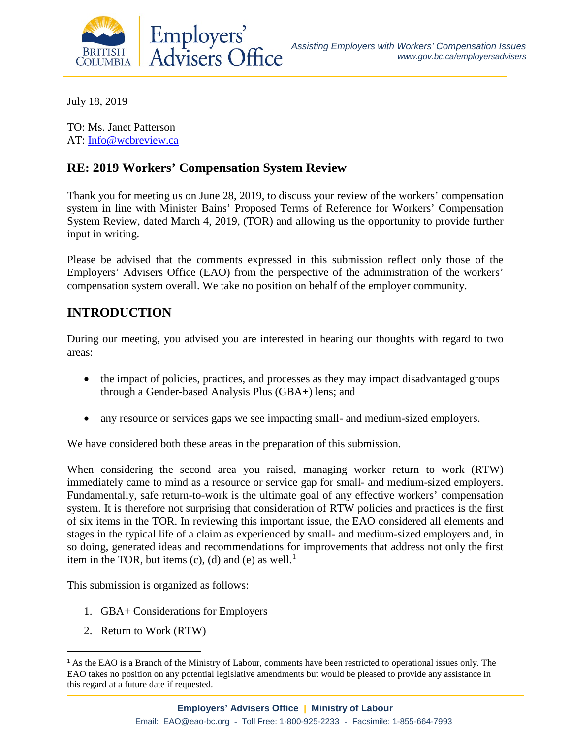July 18, 2019

TO: Ms. Janet Patterson
AT: Info@wcbreview.ca

## RE: 2019 Workers' Compensation System Review

Thank you for meeting us on June 28, 2019, to discuss your review of the workers' compensation system in line with Minister Bains' Proposed Terms of Reference for Workers' Compensation System Review, dated March 4, 2019, (TOR) and allowing us the opportunity to provide further input in writing.

Please be advised that the comments expressed in this submission reflect only those of the Employers' Advisers Office (EAO) from the perspective of the administration of the workers' compensation system overall. We take no position on behalf of the employer community.

## INTRODUCTION

During our meeting, you advised you are interested in hearing our thoughts with regard to two areas:

- the impact of policies, practices, and processes as they may impact disadvantaged groups through a Gender-based Analysis Plus (GBA+) lens; and
- any resource or services gaps we see impacting small- and medium-sized employers.

We have considered both these areas in the preparation of this submission.

When considering the second area you raised, managing worker return to work (RTW) immediately came to mind as a resource or service gap for small- and medium-sized employers. Fundamentally, safe return-to-work is the ultimate goal of any effective workers' compensation system. It is therefore not surprising that consideration of RTW policies and practices is the first of six items in the TOR. In reviewing this important issue, the EAO considered all elements and stages in the typical life of a claim as experienced by small- and medium-sized employers and, in so doing, generated ideas and recommendations for improvements that address not only the first item in the TOR, but items (c), (d) and (e) as well.[1]

This submission is organized as follows:

1. GBA+ Considerations for Employers
2. Return to Work (RTW)

[1] As the EAO is a Branch of the Ministry of Labour, comments have been restricted to operational issues only. The EAO takes no position on any potential legislative amendments but would be pleased to provide any assistance in this regard at a future date if requested.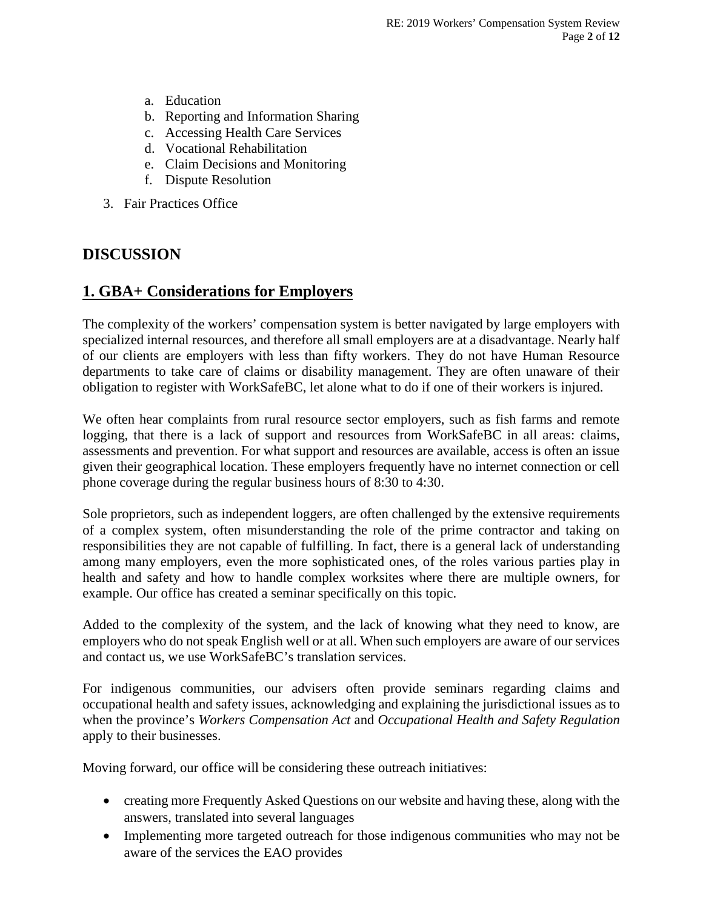a. Education
   b. Reporting and Information Sharing
   c. Accessing Health Care Services
   d. Vocational Rehabilitation
   e. Claim Decisions and Monitoring
   f. Dispute Resolution

3. Fair Practices Office

## DISCUSSION

## 1. GBA+ Considerations for Employers

The complexity of the workers' compensation system is better navigated by large employers with specialized internal resources, and therefore all small employers are at a disadvantage. Nearly half of our clients are employers with less than fifty workers. They do not have Human Resource departments to take care of claims or disability management. They are often unaware of their obligation to register with WorkSafeBC, let alone what to do if one of their workers is injured.

We often hear complaints from rural resource sector employers, such as fish farms and remote logging, that there is a lack of support and resources from WorkSafeBC in all areas: claims, assessments and prevention. For what support and resources are available, access is often an issue given their geographical location. These employers frequently have no internet connection or cell phone coverage during the regular business hours of 8:30 to 4:30.

Sole proprietors, such as independent loggers, are often challenged by the extensive requirements of a complex system, often misunderstanding the role of the prime contractor and taking on responsibilities they are not capable of fulfilling. In fact, there is a general lack of understanding among many employers, even the more sophisticated ones, of the roles various parties play in health and safety and how to handle complex worksites where there are multiple owners, for example. Our office has created a seminar specifically on this topic.

Added to the complexity of the system, and the lack of knowing what they need to know, are employers who do not speak English well or at all. When such employers are aware of our services and contact us, we use WorkSafeBC's translation services.

For indigenous communities, our advisers often provide seminars regarding claims and occupational health and safety issues, acknowledging and explaining the jurisdictional issues as to when the province's *Workers Compensation Act* and *Occupational Health and Safety Regulation* apply to their businesses.

Moving forward, our office will be considering these outreach initiatives:

- creating more Frequently Asked Questions on our website and having these, along with the answers, translated into several languages
- Implementing more targeted outreach for those indigenous communities who may not be aware of the services the EAO provides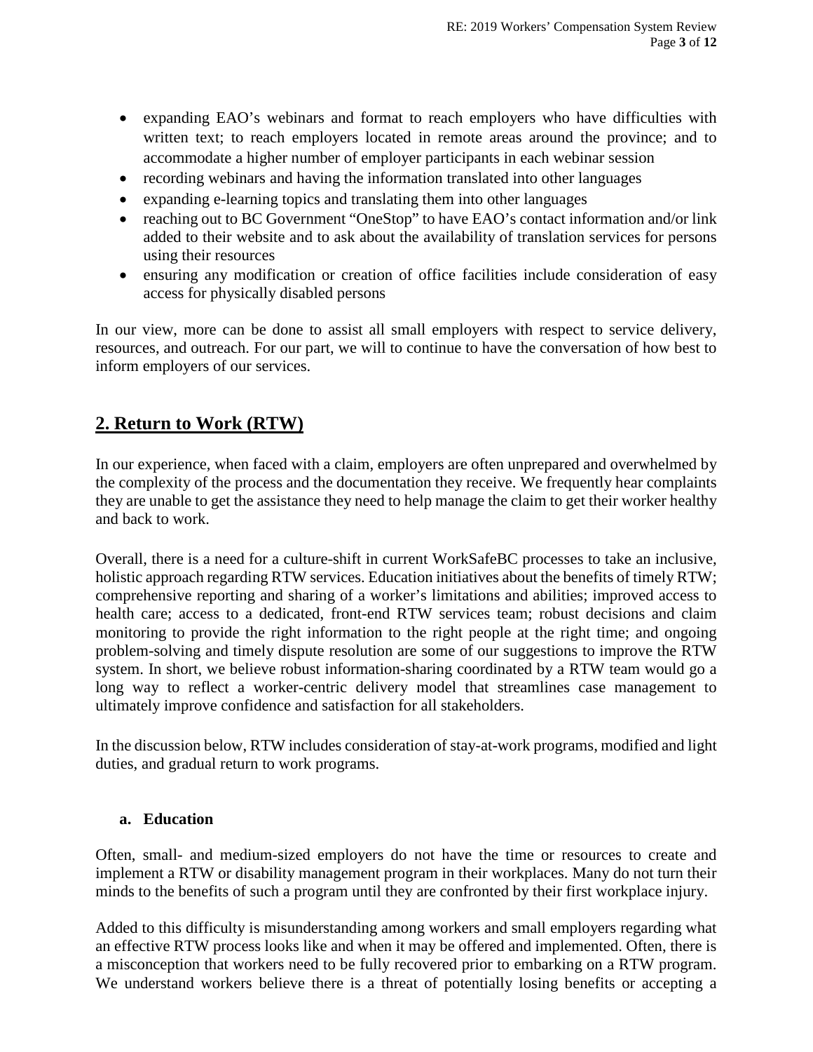- expanding EAO's webinars and format to reach employers who have difficulties with written text; to reach employers located in remote areas around the province; and to accommodate a higher number of employer participants in each webinar session
- recording webinars and having the information translated into other languages
- expanding e-learning topics and translating them into other languages
- reaching out to BC Government "OneStop" to have EAO's contact information and/or link added to their website and to ask about the availability of translation services for persons using their resources
- ensuring any modification or creation of office facilities include consideration of easy access for physically disabled persons

In our view, more can be done to assist all small employers with respect to service delivery, resources, and outreach. For our part, we will to continue to have the conversation of how best to inform employers of our services.

## 2. Return to Work (RTW)

In our experience, when faced with a claim, employers are often unprepared and overwhelmed by the complexity of the process and the documentation they receive. We frequently hear complaints they are unable to get the assistance they need to help manage the claim to get their worker healthy and back to work.

Overall, there is a need for a culture-shift in current WorkSafeBC processes to take an inclusive, holistic approach regarding RTW services. Education initiatives about the benefits of timely RTW; comprehensive reporting and sharing of a worker's limitations and abilities; improved access to health care; access to a dedicated, front-end RTW services team; robust decisions and claim monitoring to provide the right information to the right people at the right time; and ongoing problem-solving and timely dispute resolution are some of our suggestions to improve the RTW system. In short, we believe robust information-sharing coordinated by a RTW team would go a long way to reflect a worker-centric delivery model that streamlines case management to ultimately improve confidence and satisfaction for all stakeholders.

In the discussion below, RTW includes consideration of stay-at-work programs, modified and light duties, and gradual return to work programs.

### a. Education

Often, small- and medium-sized employers do not have the time or resources to create and implement a RTW or disability management program in their workplaces. Many do not turn their minds to the benefits of such a program until they are confronted by their first workplace injury.

Added to this difficulty is misunderstanding among workers and small employers regarding what an effective RTW process looks like and when it may be offered and implemented. Often, there is a misconception that workers need to be fully recovered prior to embarking on a RTW program. We understand workers believe there is a threat of potentially losing benefits or accepting a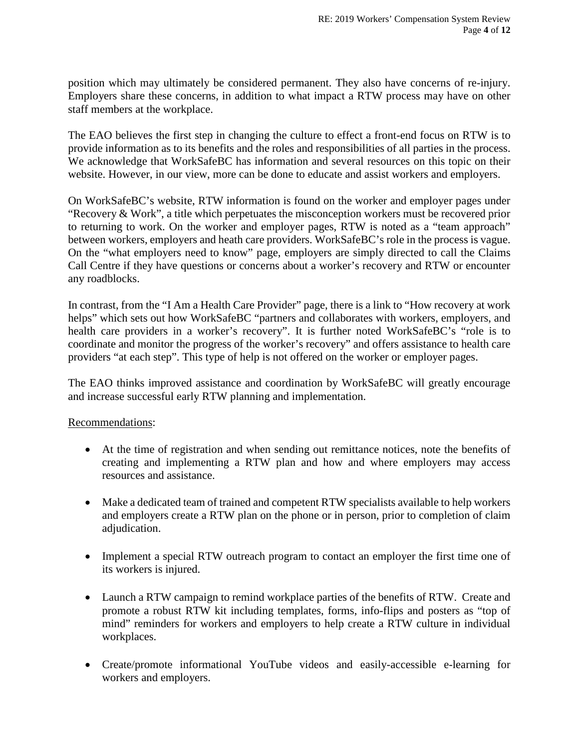position which may ultimately be considered permanent. They also have concerns of re-injury. Employers share these concerns, in addition to what impact a RTW process may have on other staff members at the workplace.

The EAO believes the first step in changing the culture to effect a front-end focus on RTW is to provide information as to its benefits and the roles and responsibilities of all parties in the process. We acknowledge that WorkSafeBC has information and several resources on this topic on their website. However, in our view, more can be done to educate and assist workers and employers.

On WorkSafeBC's website, RTW information is found on the worker and employer pages under "Recovery & Work", a title which perpetuates the misconception workers must be recovered prior to returning to work. On the worker and employer pages, RTW is noted as a "team approach" between workers, employers and heath care providers. WorkSafeBC's role in the process is vague. On the "what employers need to know" page, employers are simply directed to call the Claims Call Centre if they have questions or concerns about a worker's recovery and RTW or encounter any roadblocks.

In contrast, from the "I Am a Health Care Provider" page, there is a link to "How recovery at work helps" which sets out how WorkSafeBC "partners and collaborates with workers, employers, and health care providers in a worker's recovery". It is further noted WorkSafeBC's "role is to coordinate and monitor the progress of the worker's recovery" and offers assistance to health care providers "at each step". This type of help is not offered on the worker or employer pages.

The EAO thinks improved assistance and coordination by WorkSafeBC will greatly encourage and increase successful early RTW planning and implementation.

<u>Recommendations</u>:

- At the time of registration and when sending out remittance notices, note the benefits of creating and implementing a RTW plan and how and where employers may access resources and assistance.
- Make a dedicated team of trained and competent RTW specialists available to help workers and employers create a RTW plan on the phone or in person, prior to completion of claim adjudication.
- Implement a special RTW outreach program to contact an employer the first time one of its workers is injured.
- Launch a RTW campaign to remind workplace parties of the benefits of RTW. Create and promote a robust RTW kit including templates, forms, info-flips and posters as "top of mind" reminders for workers and employers to help create a RTW culture in individual workplaces.
- Create/promote informational YouTube videos and easily-accessible e-learning for workers and employers.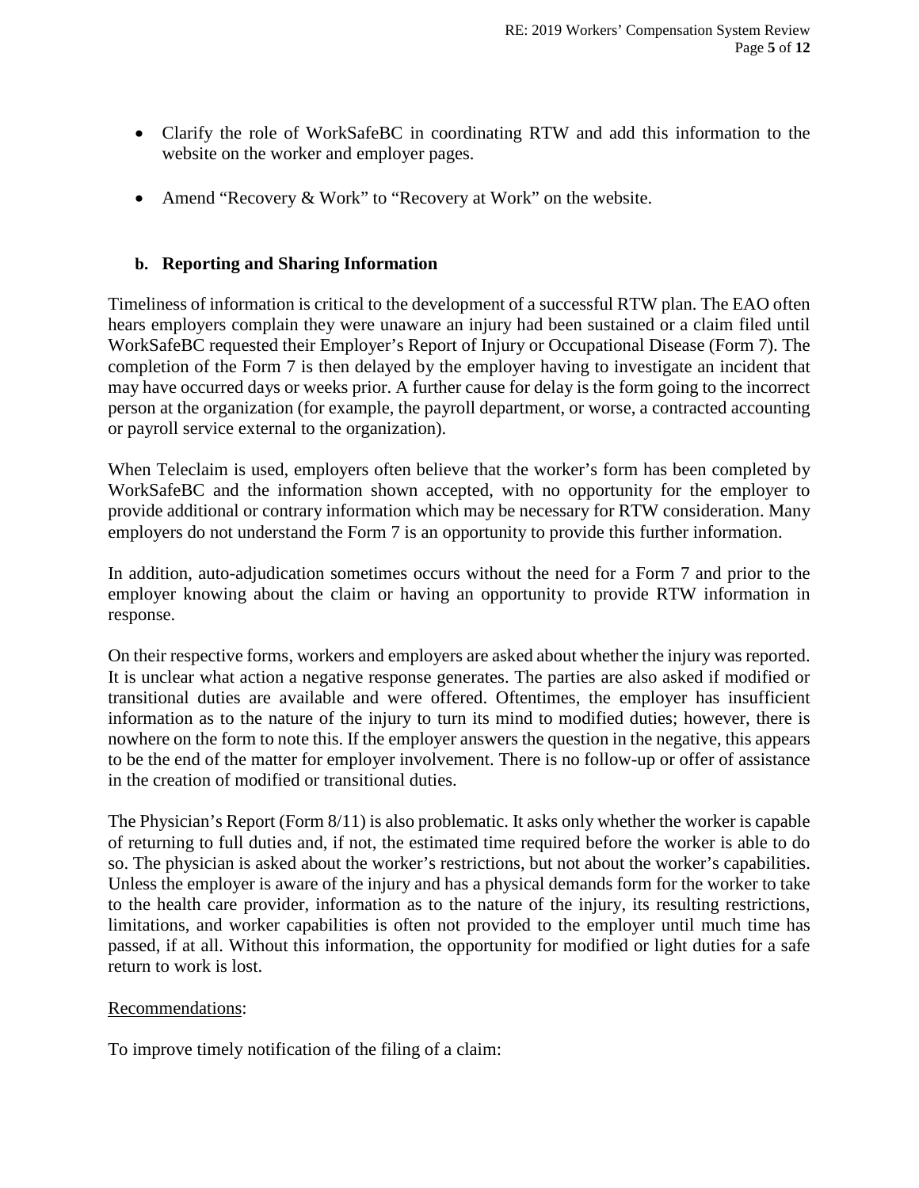- Clarify the role of WorkSafeBC in coordinating RTW and add this information to the website on the worker and employer pages.
- Amend "Recovery & Work" to "Recovery at Work" on the website.

### b. Reporting and Sharing Information

Timeliness of information is critical to the development of a successful RTW plan. The EAO often hears employers complain they were unaware an injury had been sustained or a claim filed until WorkSafeBC requested their Employer's Report of Injury or Occupational Disease (Form 7). The completion of the Form 7 is then delayed by the employer having to investigate an incident that may have occurred days or weeks prior. A further cause for delay is the form going to the incorrect person at the organization (for example, the payroll department, or worse, a contracted accounting or payroll service external to the organization).

When Teleclaim is used, employers often believe that the worker's form has been completed by WorkSafeBC and the information shown accepted, with no opportunity for the employer to provide additional or contrary information which may be necessary for RTW consideration. Many employers do not understand the Form 7 is an opportunity to provide this further information.

In addition, auto-adjudication sometimes occurs without the need for a Form 7 and prior to the employer knowing about the claim or having an opportunity to provide RTW information in response.

On their respective forms, workers and employers are asked about whether the injury was reported. It is unclear what action a negative response generates. The parties are also asked if modified or transitional duties are available and were offered. Oftentimes, the employer has insufficient information as to the nature of the injury to turn its mind to modified duties; however, there is nowhere on the form to note this. If the employer answers the question in the negative, this appears to be the end of the matter for employer involvement. There is no follow-up or offer of assistance in the creation of modified or transitional duties.

The Physician's Report (Form 8/11) is also problematic. It asks only whether the worker is capable of returning to full duties and, if not, the estimated time required before the worker is able to do so. The physician is asked about the worker's restrictions, but not about the worker's capabilities. Unless the employer is aware of the injury and has a physical demands form for the worker to take to the health care provider, information as to the nature of the injury, its resulting restrictions, limitations, and worker capabilities is often not provided to the employer until much time has passed, if at all. Without this information, the opportunity for modified or light duties for a safe return to work is lost.

<u>Recommendations</u>:

To improve timely notification of the filing of a claim: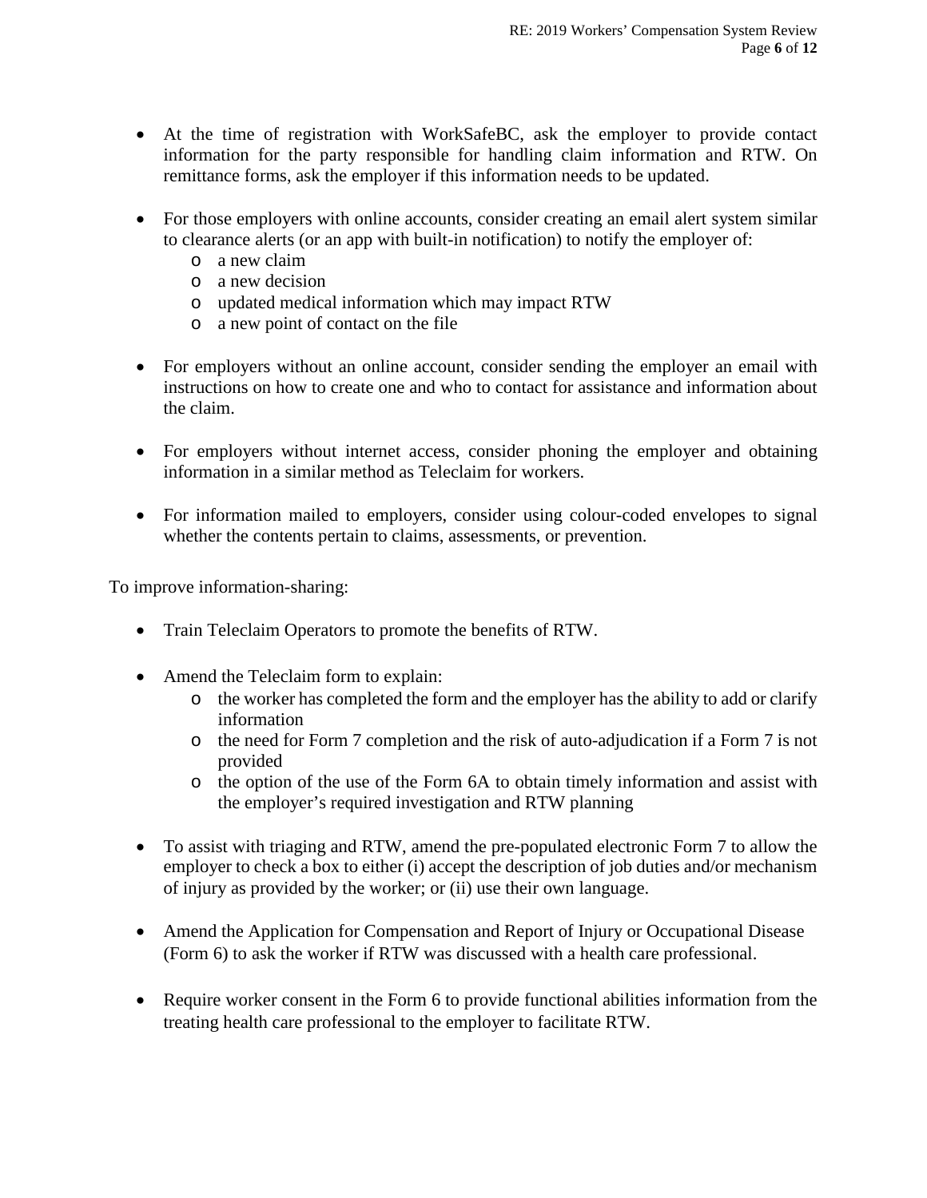- At the time of registration with WorkSafeBC, ask the employer to provide contact information for the party responsible for handling claim information and RTW. On remittance forms, ask the employer if this information needs to be updated.

- For those employers with online accounts, consider creating an email alert system similar to clearance alerts (or an app with built-in notification) to notify the employer of:
  - a new claim
  - a new decision
  - updated medical information which may impact RTW
  - a new point of contact on the file

- For employers without an online account, consider sending the employer an email with instructions on how to create one and who to contact for assistance and information about the claim.

- For employers without internet access, consider phoning the employer and obtaining information in a similar method as Teleclaim for workers.

- For information mailed to employers, consider using colour-coded envelopes to signal whether the contents pertain to claims, assessments, or prevention.

To improve information-sharing:

- Train Teleclaim Operators to promote the benefits of RTW.

- Amend the Teleclaim form to explain:
  - the worker has completed the form and the employer has the ability to add or clarify information
  - the need for Form 7 completion and the risk of auto-adjudication if a Form 7 is not provided
  - the option of the use of the Form 6A to obtain timely information and assist with the employer's required investigation and RTW planning

- To assist with triaging and RTW, amend the pre-populated electronic Form 7 to allow the employer to check a box to either (i) accept the description of job duties and/or mechanism of injury as provided by the worker; or (ii) use their own language.

- Amend the Application for Compensation and Report of Injury or Occupational Disease (Form 6) to ask the worker if RTW was discussed with a health care professional.

- Require worker consent in the Form 6 to provide functional abilities information from the treating health care professional to the employer to facilitate RTW.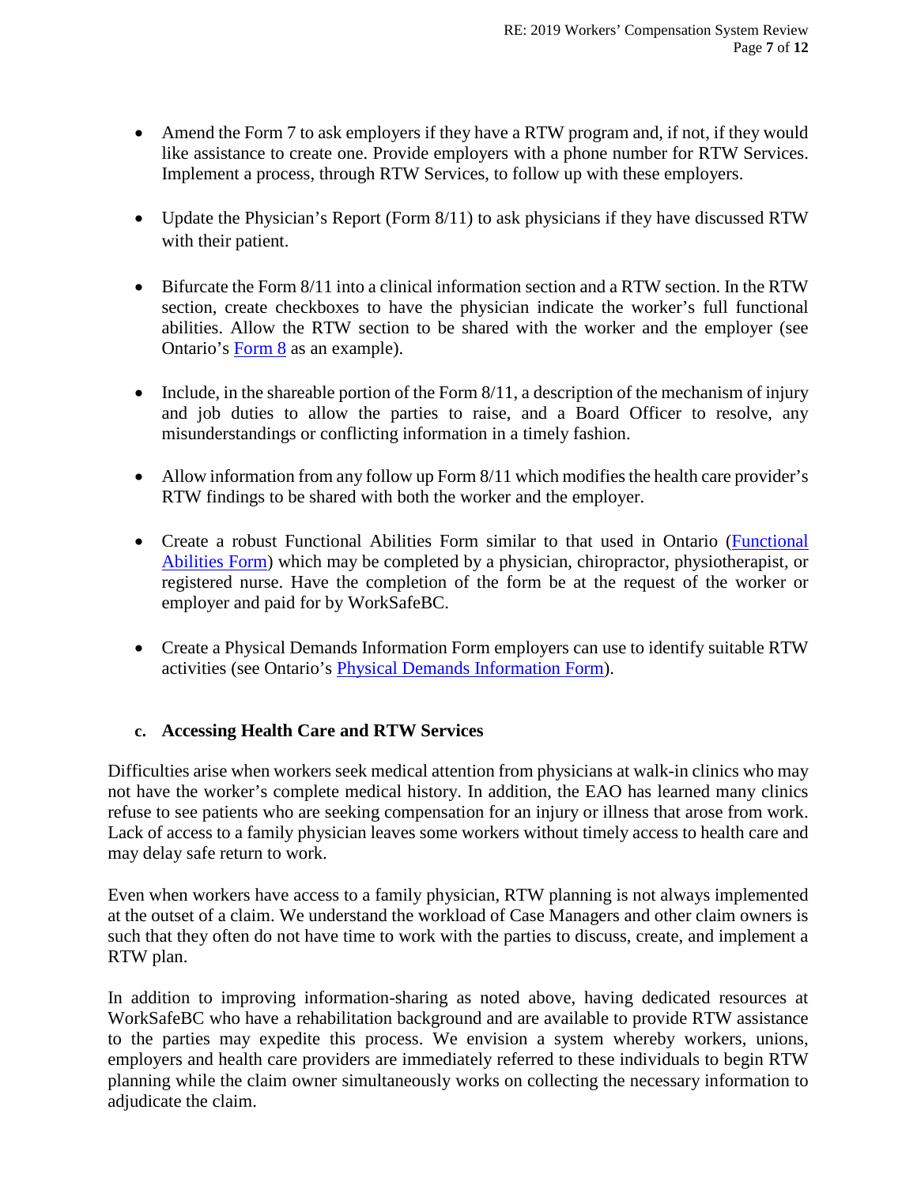- Amend the Form 7 to ask employers if they have a RTW program and, if not, if they would like assistance to create one. Provide employers with a phone number for RTW Services. Implement a process, through RTW Services, to follow up with these employers.

- Update the Physician's Report (Form 8/11) to ask physicians if they have discussed RTW with their patient.

- Bifurcate the Form 8/11 into a clinical information section and a RTW section. In the RTW section, create checkboxes to have the physician indicate the worker's full functional abilities. Allow the RTW section to be shared with the worker and the employer (see Ontario's Form 8 as an example).

- Include, in the shareable portion of the Form 8/11, a description of the mechanism of injury and job duties to allow the parties to raise, and a Board Officer to resolve, any misunderstandings or conflicting information in a timely fashion.

- Allow information from any follow up Form 8/11 which modifies the health care provider's RTW findings to be shared with both the worker and the employer.

- Create a robust Functional Abilities Form similar to that used in Ontario (Functional Abilities Form) which may be completed by a physician, chiropractor, physiotherapist, or registered nurse. Have the completion of the form be at the request of the worker or employer and paid for by WorkSafeBC.

- Create a Physical Demands Information Form employers can use to identify suitable RTW activities (see Ontario's Physical Demands Information Form).

### c. Accessing Health Care and RTW Services

Difficulties arise when workers seek medical attention from physicians at walk-in clinics who may not have the worker's complete medical history. In addition, the EAO has learned many clinics refuse to see patients who are seeking compensation for an injury or illness that arose from work. Lack of access to a family physician leaves some workers without timely access to health care and may delay safe return to work.

Even when workers have access to a family physician, RTW planning is not always implemented at the outset of a claim. We understand the workload of Case Managers and other claim owners is such that they often do not have time to work with the parties to discuss, create, and implement a RTW plan.

In addition to improving information-sharing as noted above, having dedicated resources at WorkSafeBC who have a rehabilitation background and are available to provide RTW assistance to the parties may expedite this process. We envision a system whereby workers, unions, employers and health care providers are immediately referred to these individuals to begin RTW planning while the claim owner simultaneously works on collecting the necessary information to adjudicate the claim.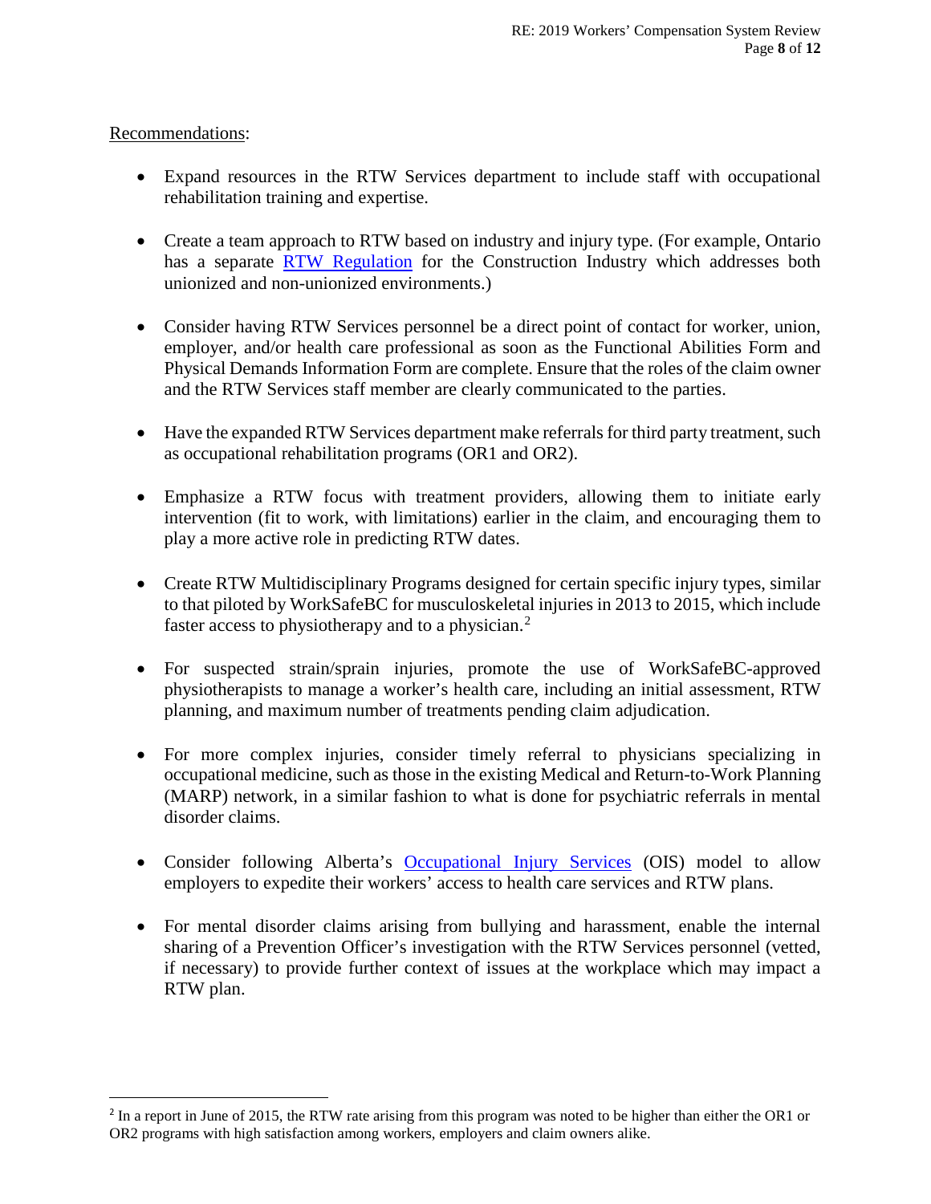Recommendations:

- Expand resources in the RTW Services department to include staff with occupational rehabilitation training and expertise.
- Create a team approach to RTW based on industry and injury type. (For example, Ontario has a separate [RTW Regulation](#) for the Construction Industry which addresses both unionized and non-unionized environments.)
- Consider having RTW Services personnel be a direct point of contact for worker, union, employer, and/or health care professional as soon as the Functional Abilities Form and Physical Demands Information Form are complete. Ensure that the roles of the claim owner and the RTW Services staff member are clearly communicated to the parties.
- Have the expanded RTW Services department make referrals for third party treatment, such as occupational rehabilitation programs (OR1 and OR2).
- Emphasize a RTW focus with treatment providers, allowing them to initiate early intervention (fit to work, with limitations) earlier in the claim, and encouraging them to play a more active role in predicting RTW dates.
- Create RTW Multidisciplinary Programs designed for certain specific injury types, similar to that piloted by WorkSafeBC for musculoskeletal injuries in 2013 to 2015, which include faster access to physiotherapy and to a physician.[2]
- For suspected strain/sprain injuries, promote the use of WorkSafeBC-approved physiotherapists to manage a worker's health care, including an initial assessment, RTW planning, and maximum number of treatments pending claim adjudication.
- For more complex injuries, consider timely referral to physicians specializing in occupational medicine, such as those in the existing Medical and Return-to-Work Planning (MARP) network, in a similar fashion to what is done for psychiatric referrals in mental disorder claims.
- Consider following Alberta's [Occupational Injury Services](#) (OIS) model to allow employers to expedite their workers' access to health care services and RTW plans.
- For mental disorder claims arising from bullying and harassment, enable the internal sharing of a Prevention Officer's investigation with the RTW Services personnel (vetted, if necessary) to provide further context of issues at the workplace which may impact a RTW plan.

---

[2] In a report in June of 2015, the RTW rate arising from this program was noted to be higher than either the OR1 or OR2 programs with high satisfaction among workers, employers and claim owners alike.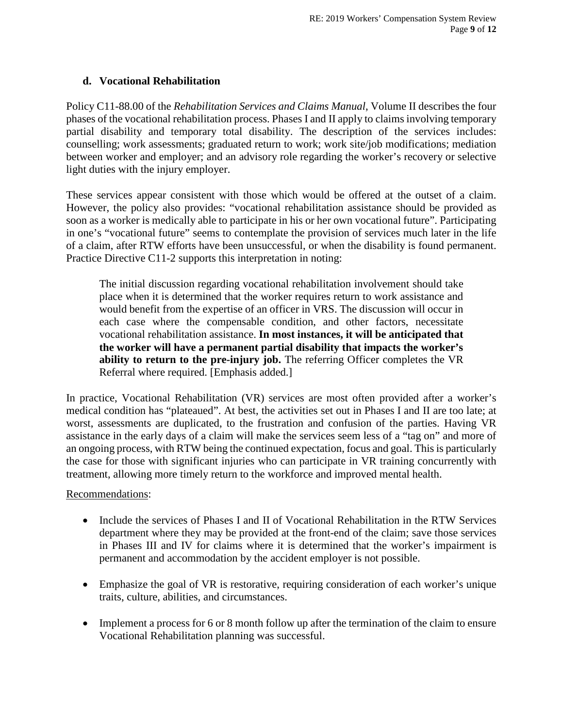### d. Vocational Rehabilitation

Policy C11-88.00 of the *Rehabilitation Services and Claims Manual*, Volume II describes the four phases of the vocational rehabilitation process. Phases I and II apply to claims involving temporary partial disability and temporary total disability. The description of the services includes: counselling; work assessments; graduated return to work; work site/job modifications; mediation between worker and employer; and an advisory role regarding the worker's recovery or selective light duties with the injury employer.

These services appear consistent with those which would be offered at the outset of a claim. However, the policy also provides: "vocational rehabilitation assistance should be provided as soon as a worker is medically able to participate in his or her own vocational future". Participating in one's "vocational future" seems to contemplate the provision of services much later in the life of a claim, after RTW efforts have been unsuccessful, or when the disability is found permanent. Practice Directive C11-2 supports this interpretation in noting:

> The initial discussion regarding vocational rehabilitation involvement should take place when it is determined that the worker requires return to work assistance and would benefit from the expertise of an officer in VRS. The discussion will occur in each case where the compensable condition, and other factors, necessitate vocational rehabilitation assistance. **In most instances, it will be anticipated that the worker will have a permanent partial disability that impacts the worker's ability to return to the pre-injury job.** The referring Officer completes the VR Referral where required. [Emphasis added.]

In practice, Vocational Rehabilitation (VR) services are most often provided after a worker's medical condition has "plateaued". At best, the activities set out in Phases I and II are too late; at worst, assessments are duplicated, to the frustration and confusion of the parties. Having VR assistance in the early days of a claim will make the services seem less of a "tag on" and more of an ongoing process, with RTW being the continued expectation, focus and goal. This is particularly the case for those with significant injuries who can participate in VR training concurrently with treatment, allowing more timely return to the workforce and improved mental health.

Recommendations:

- Include the services of Phases I and II of Vocational Rehabilitation in the RTW Services department where they may be provided at the front-end of the claim; save those services in Phases III and IV for claims where it is determined that the worker's impairment is permanent and accommodation by the accident employer is not possible.
- Emphasize the goal of VR is restorative, requiring consideration of each worker's unique traits, culture, abilities, and circumstances.
- Implement a process for 6 or 8 month follow up after the termination of the claim to ensure Vocational Rehabilitation planning was successful.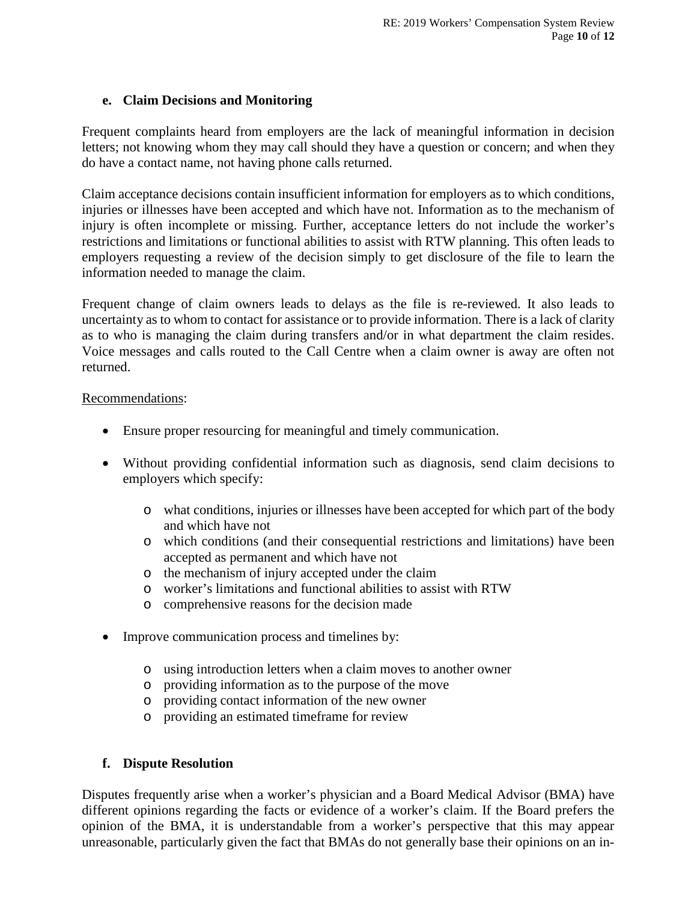### e. Claim Decisions and Monitoring

Frequent complaints heard from employers are the lack of meaningful information in decision letters; not knowing whom they may call should they have a question or concern; and when they do have a contact name, not having phone calls returned.

Claim acceptance decisions contain insufficient information for employers as to which conditions, injuries or illnesses have been accepted and which have not. Information as to the mechanism of injury is often incomplete or missing. Further, acceptance letters do not include the worker's restrictions and limitations or functional abilities to assist with RTW planning. This often leads to employers requesting a review of the decision simply to get disclosure of the file to learn the information needed to manage the claim.

Frequent change of claim owners leads to delays as the file is re-reviewed. It also leads to uncertainty as to whom to contact for assistance or to provide information. There is a lack of clarity as to who is managing the claim during transfers and/or in what department the claim resides. Voice messages and calls routed to the Call Centre when a claim owner is away are often not returned.

Recommendations:

- Ensure proper resourcing for meaningful and timely communication.
- Without providing confidential information such as diagnosis, send claim decisions to employers which specify:
  - what conditions, injuries or illnesses have been accepted for which part of the body and which have not
  - which conditions (and their consequential restrictions and limitations) have been accepted as permanent and which have not
  - the mechanism of injury accepted under the claim
  - worker's limitations and functional abilities to assist with RTW
  - comprehensive reasons for the decision made
- Improve communication process and timelines by:
  - using introduction letters when a claim moves to another owner
  - providing information as to the purpose of the move
  - providing contact information of the new owner
  - providing an estimated timeframe for review

### f. Dispute Resolution

Disputes frequently arise when a worker's physician and a Board Medical Advisor (BMA) have different opinions regarding the facts or evidence of a worker's claim. If the Board prefers the opinion of the BMA, it is understandable from a worker's perspective that this may appear unreasonable, particularly given the fact that BMAs do not generally base their opinions on an in-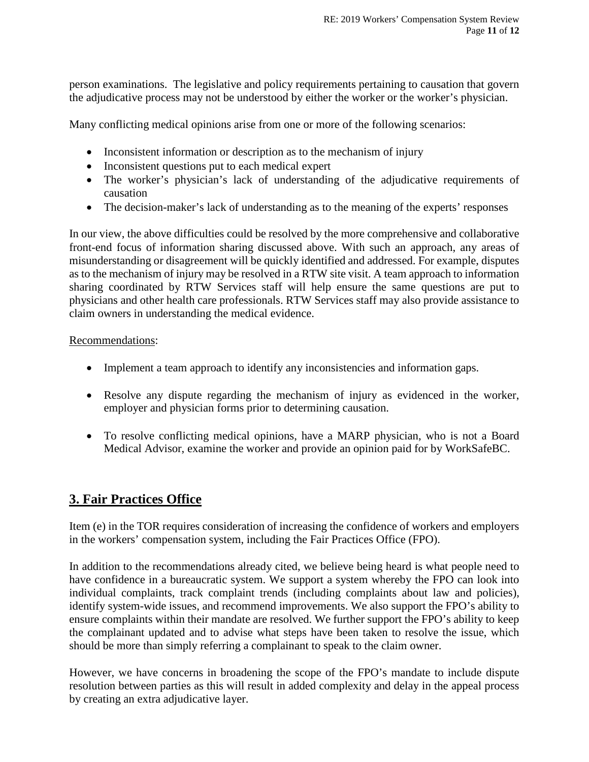person examinations. The legislative and policy requirements pertaining to causation that govern the adjudicative process may not be understood by either the worker or the worker's physician.

Many conflicting medical opinions arise from one or more of the following scenarios:

- Inconsistent information or description as to the mechanism of injury
- Inconsistent questions put to each medical expert
- The worker's physician's lack of understanding of the adjudicative requirements of causation
- The decision-maker's lack of understanding as to the meaning of the experts' responses

In our view, the above difficulties could be resolved by the more comprehensive and collaborative front-end focus of information sharing discussed above. With such an approach, any areas of misunderstanding or disagreement will be quickly identified and addressed. For example, disputes as to the mechanism of injury may be resolved in a RTW site visit. A team approach to information sharing coordinated by RTW Services staff will help ensure the same questions are put to physicians and other health care professionals. RTW Services staff may also provide assistance to claim owners in understanding the medical evidence.

Recommendations:

- Implement a team approach to identify any inconsistencies and information gaps.
- Resolve any dispute regarding the mechanism of injury as evidenced in the worker, employer and physician forms prior to determining causation.
- To resolve conflicting medical opinions, have a MARP physician, who is not a Board Medical Advisor, examine the worker and provide an opinion paid for by WorkSafeBC.

## 3. Fair Practices Office

Item (e) in the TOR requires consideration of increasing the confidence of workers and employers in the workers' compensation system, including the Fair Practices Office (FPO).

In addition to the recommendations already cited, we believe being heard is what people need to have confidence in a bureaucratic system. We support a system whereby the FPO can look into individual complaints, track complaint trends (including complaints about law and policies), identify system-wide issues, and recommend improvements. We also support the FPO's ability to ensure complaints within their mandate are resolved. We further support the FPO's ability to keep the complainant updated and to advise what steps have been taken to resolve the issue, which should be more than simply referring a complainant to speak to the claim owner.

However, we have concerns in broadening the scope of the FPO's mandate to include dispute resolution between parties as this will result in added complexity and delay in the appeal process by creating an extra adjudicative layer.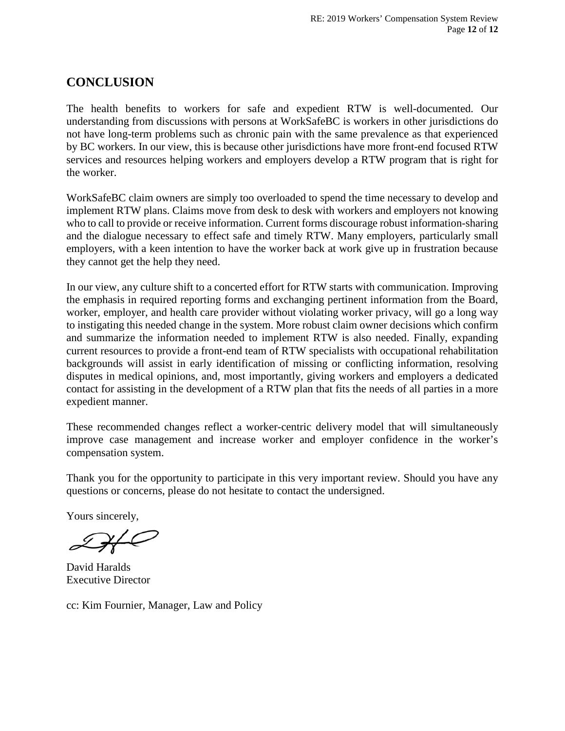## CONCLUSION

The health benefits to workers for safe and expedient RTW is well-documented. Our understanding from discussions with persons at WorkSafeBC is workers in other jurisdictions do not have long-term problems such as chronic pain with the same prevalence as that experienced by BC workers. In our view, this is because other jurisdictions have more front-end focused RTW services and resources helping workers and employers develop a RTW program that is right for the worker.

WorkSafeBC claim owners are simply too overloaded to spend the time necessary to develop and implement RTW plans. Claims move from desk to desk with workers and employers not knowing who to call to provide or receive information. Current forms discourage robust information-sharing and the dialogue necessary to effect safe and timely RTW. Many employers, particularly small employers, with a keen intention to have the worker back at work give up in frustration because they cannot get the help they need.

In our view, any culture shift to a concerted effort for RTW starts with communication. Improving the emphasis in required reporting forms and exchanging pertinent information from the Board, worker, employer, and health care provider without violating worker privacy, will go a long way to instigating this needed change in the system. More robust claim owner decisions which confirm and summarize the information needed to implement RTW is also needed. Finally, expanding current resources to provide a front-end team of RTW specialists with occupational rehabilitation backgrounds will assist in early identification of missing or conflicting information, resolving disputes in medical opinions, and, most importantly, giving workers and employers a dedicated contact for assisting in the development of a RTW plan that fits the needs of all parties in a more expedient manner.

These recommended changes reflect a worker-centric delivery model that will simultaneously improve case management and increase worker and employer confidence in the worker's compensation system.

Thank you for the opportunity to participate in this very important review. Should you have any questions or concerns, please do not hesitate to contact the undersigned.

Yours sincerely,

David Haralds
Executive Director

cc: Kim Fournier, Manager, Law and Policy